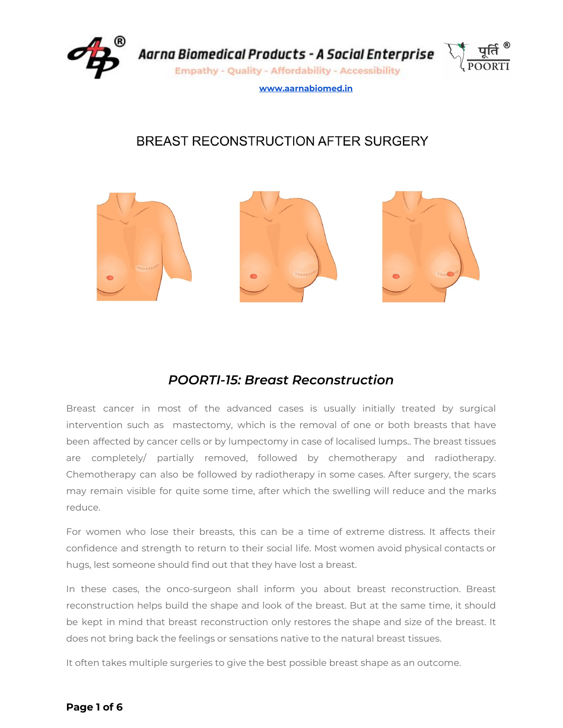Aarna Biomedical Products - A Social Enterprise

Empathy - Quality - Affordability - Accessibility

पूर्ति POORTI

www.aarnabiomed.in

# BREAST RECONSTRUCTION AFTER SURGERY

## *POORTI-15: Breast Reconstruction*

Breast cancer in most of the advanced cases is usually initially treated by surgical intervention such as mastectomy, which is the removal of one or both breasts that have been affected by cancer cells or by lumpectomy in case of localised lumps.. The breast tissues are completely/ partially removed, followed by chemotherapy and radiotherapy. Chemotherapy can also be followed by radiotherapy in some cases. After surgery, the scars may remain visible for quite some time, after which the swelling will reduce and the marks reduce.

For women who lose their breasts, this can be a time of extreme distress. It affects their confidence and strength to return to their social life. Most women avoid physical contacts or hugs, lest someone should find out that they have lost a breast.

In these cases, the onco-surgeon shall inform you about breast reconstruction. Breast reconstruction helps build the shape and look of the breast. But at the same time, it should be kept in mind that breast reconstruction only restores the shape and size of the breast. It does not bring back the feelings or sensations native to the natural breast tissues.

It often takes multiple surgeries to give the best possible breast shape as an outcome.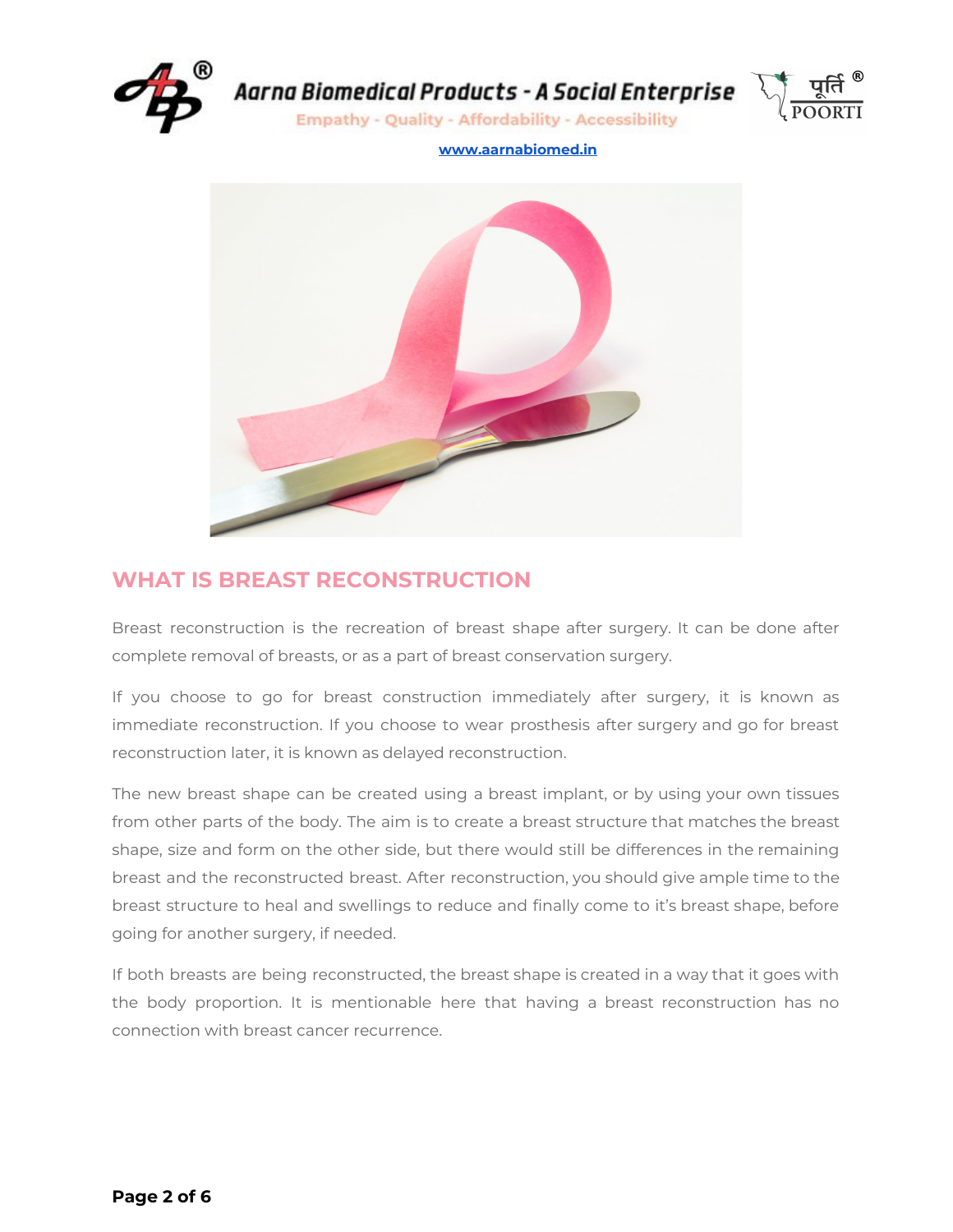## WHAT IS BREAST RECONSTRUCTION

Breast reconstruction is the recreation of breast shape after surgery. It can be done after complete removal of breasts, or as a part of breast conservation surgery.

If you choose to go for breast construction immediately after surgery, it is known as immediate reconstruction. If you choose to wear prosthesis after surgery and go for breast reconstruction later, it is known as delayed reconstruction.

The new breast shape can be created using a breast implant, or by using your own tissues from other parts of the body. The aim is to create a breast structure that matches the breast shape, size and form on the other side, but there would still be differences in the remaining breast and the reconstructed breast. After reconstruction, you should give ample time to the breast structure to heal and swellings to reduce and finally come to it's breast shape, before going for another surgery, if needed.

If both breasts are being reconstructed, the breast shape is created in a way that it goes with the body proportion. It is mentionable here that having a breast reconstruction has no connection with breast cancer recurrence.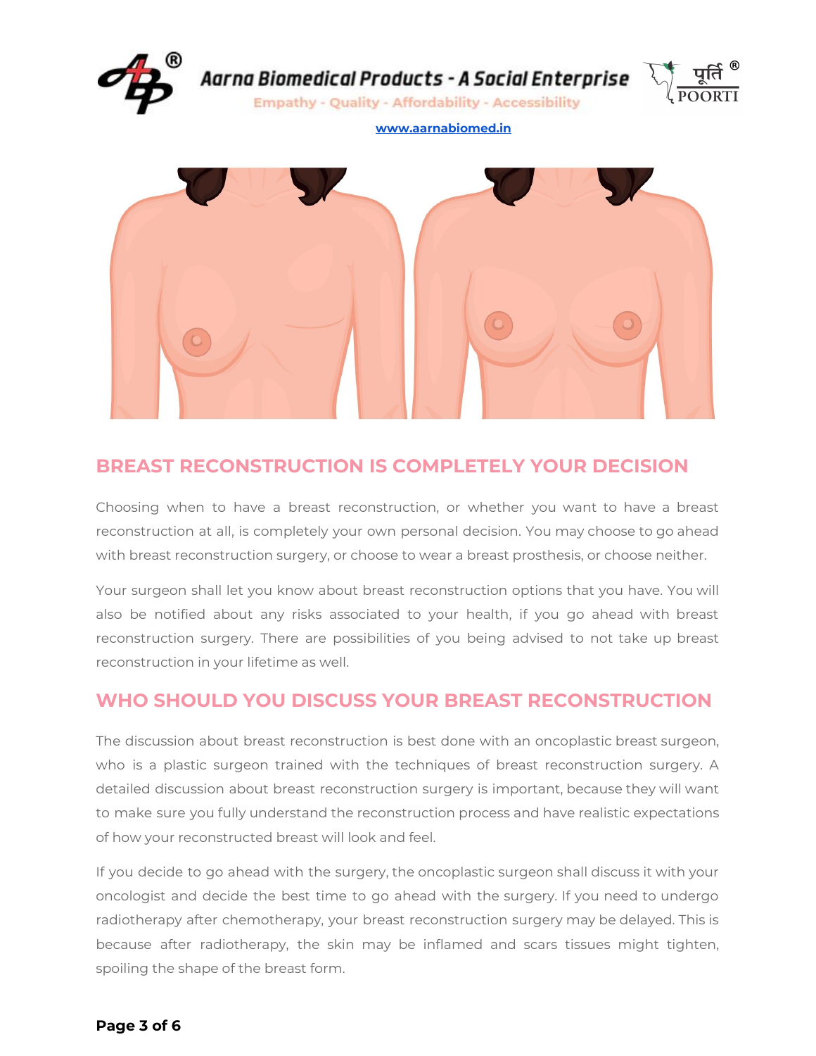## BREAST RECONSTRUCTION IS COMPLETELY YOUR DECISION

Choosing when to have a breast reconstruction, or whether you want to have a breast reconstruction at all, is completely your own personal decision. You may choose to go ahead with breast reconstruction surgery, or choose to wear a breast prosthesis, or choose neither.

Your surgeon shall let you know about breast reconstruction options that you have. You will also be notified about any risks associated to your health, if you go ahead with breast reconstruction surgery. There are possibilities of you being advised to not take up breast reconstruction in your lifetime as well.

## WHO SHOULD YOU DISCUSS YOUR BREAST RECONSTRUCTION

The discussion about breast reconstruction is best done with an oncoplastic breast surgeon, who is a plastic surgeon trained with the techniques of breast reconstruction surgery. A detailed discussion about breast reconstruction surgery is important, because they will want to make sure you fully understand the reconstruction process and have realistic expectations of how your reconstructed breast will look and feel.

If you decide to go ahead with the surgery, the oncoplastic surgeon shall discuss it with your oncologist and decide the best time to go ahead with the surgery. If you need to undergo radiotherapy after chemotherapy, your breast reconstruction surgery may be delayed. This is because after radiotherapy, the skin may be inflamed and scars tissues might tighten, spoiling the shape of the breast form.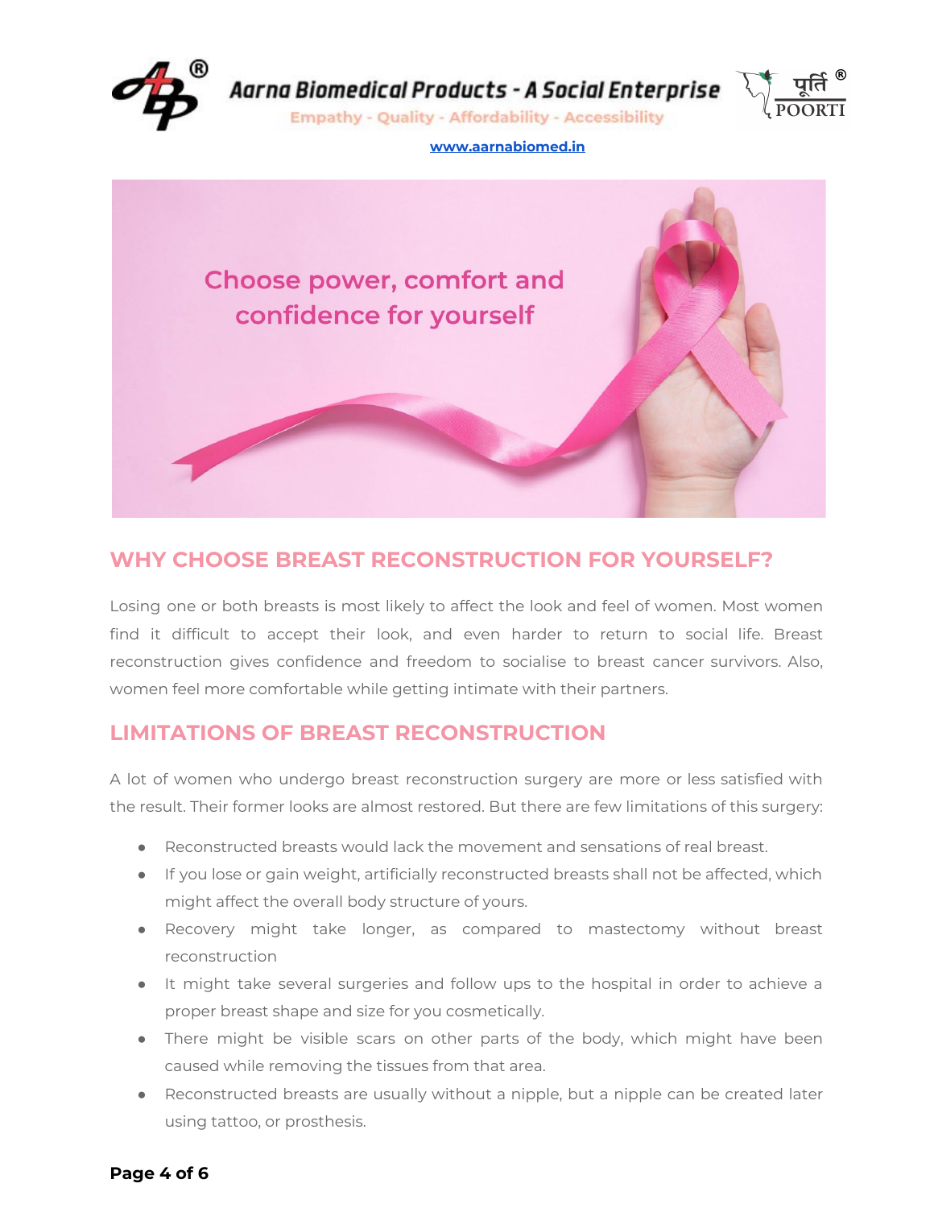Aarna Biomedical Products - A Social Enterprise

Empathy - Quality - Affordability - Accessibility

www.aarnabiomed.in

Choose power, comfort and confidence for yourself

## WHY CHOOSE BREAST RECONSTRUCTION FOR YOURSELF?

Losing one or both breasts is most likely to affect the look and feel of women. Most women find it difficult to accept their look, and even harder to return to social life. Breast reconstruction gives confidence and freedom to socialise to breast cancer survivors. Also, women feel more comfortable while getting intimate with their partners.

## LIMITATIONS OF BREAST RECONSTRUCTION

A lot of women who undergo breast reconstruction surgery are more or less satisfied with the result. Their former looks are almost restored. But there are few limitations of this surgery:

- Reconstructed breasts would lack the movement and sensations of real breast.
- If you lose or gain weight, artificially reconstructed breasts shall not be affected, which might affect the overall body structure of yours.
- Recovery might take longer, as compared to mastectomy without breast reconstruction
- It might take several surgeries and follow ups to the hospital in order to achieve a proper breast shape and size for you cosmetically.
- There might be visible scars on other parts of the body, which might have been caused while removing the tissues from that area.
- Reconstructed breasts are usually without a nipple, but a nipple can be created later using tattoo, or prosthesis.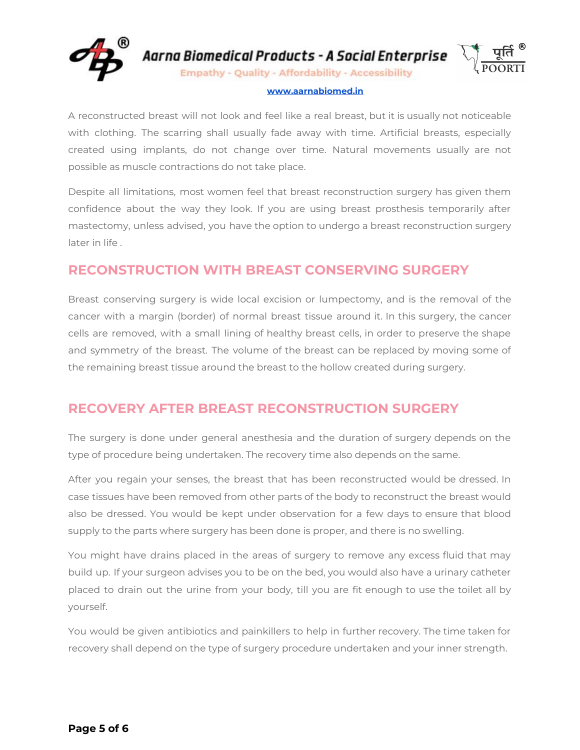A reconstructed breast will not look and feel like a real breast, but it is usually not noticeable with clothing. The scarring shall usually fade away with time. Artificial breasts, especially created using implants, do not change over time. Natural movements usually are not possible as muscle contractions do not take place.

Despite all limitations, most women feel that breast reconstruction surgery has given them confidence about the way they look. If you are using breast prosthesis temporarily after mastectomy, unless advised, you have the option to undergo a breast reconstruction surgery later in life .

## RECONSTRUCTION WITH BREAST CONSERVING SURGERY

Breast conserving surgery is wide local excision or lumpectomy, and is the removal of the cancer with a margin (border) of normal breast tissue around it. In this surgery, the cancer cells are removed, with a small lining of healthy breast cells, in order to preserve the shape and symmetry of the breast. The volume of the breast can be replaced by moving some of the remaining breast tissue around the breast to the hollow created during surgery.

## RECOVERY AFTER BREAST RECONSTRUCTION SURGERY

The surgery is done under general anesthesia and the duration of surgery depends on the type of procedure being undertaken. The recovery time also depends on the same.

After you regain your senses, the breast that has been reconstructed would be dressed. In case tissues have been removed from other parts of the body to reconstruct the breast would also be dressed. You would be kept under observation for a few days to ensure that blood supply to the parts where surgery has been done is proper, and there is no swelling.

You might have drains placed in the areas of surgery to remove any excess fluid that may build up. If your surgeon advises you to be on the bed, you would also have a urinary catheter placed to drain out the urine from your body, till you are fit enough to use the toilet all by yourself.

You would be given antibiotics and painkillers to help in further recovery. The time taken for recovery shall depend on the type of surgery procedure undertaken and your inner strength.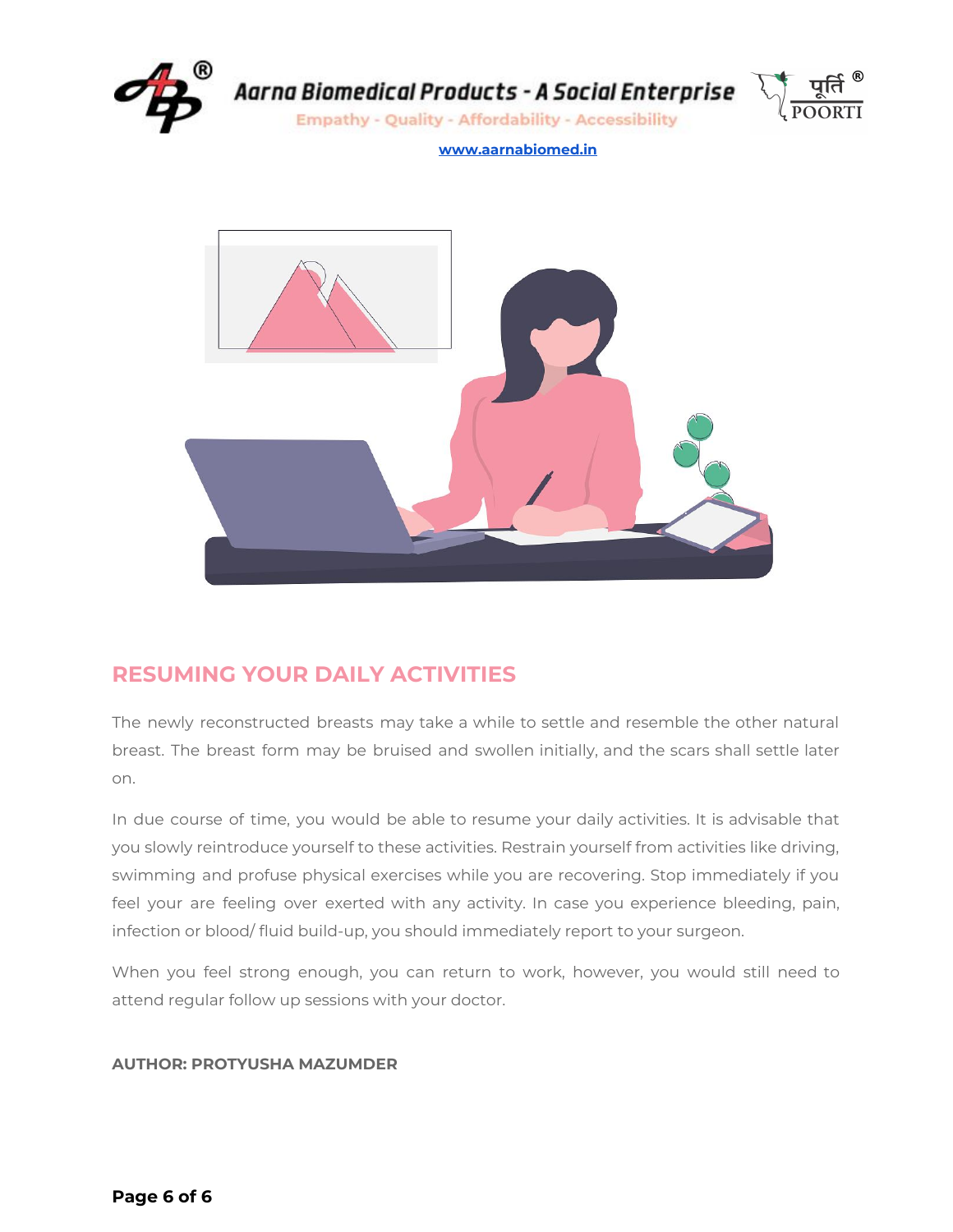## RESUMING YOUR DAILY ACTIVITIES

The newly reconstructed breasts may take a while to settle and resemble the other natural breast. The breast form may be bruised and swollen initially, and the scars shall settle later on.

In due course of time, you would be able to resume your daily activities. It is advisable that you slowly reintroduce yourself to these activities. Restrain yourself from activities like driving, swimming and profuse physical exercises while you are recovering. Stop immediately if you feel your are feeling over exerted with any activity. In case you experience bleeding, pain, infection or blood/ fluid build-up, you should immediately report to your surgeon.

When you feel strong enough, you can return to work, however, you would still need to attend regular follow up sessions with your doctor.

**AUTHOR: PROTYUSHA MAZUMDER**